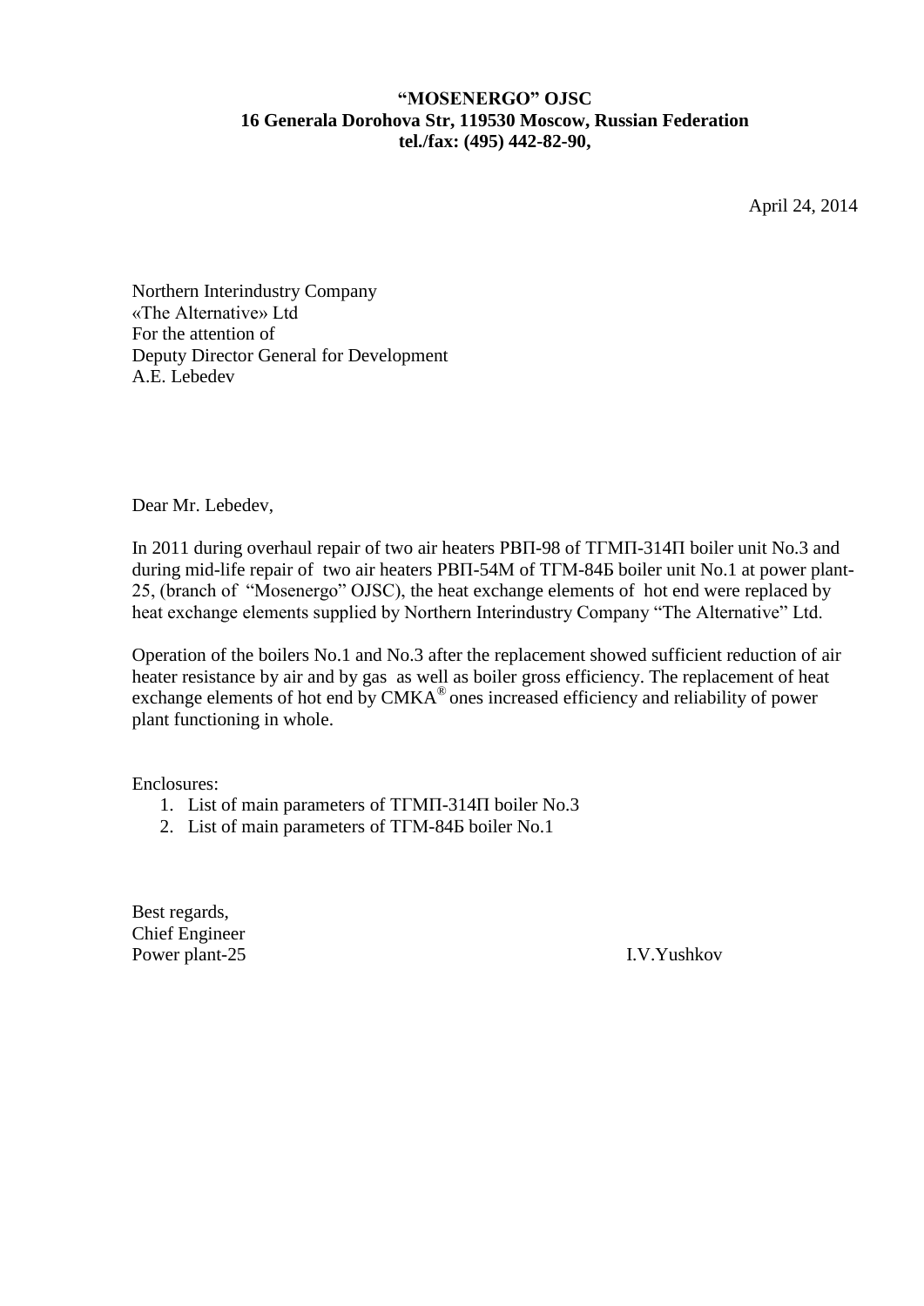**“MOSENERGO” OJSC**
**16 Generala Dorohova Str, 119530 Moscow, Russian Federation**
**tel./fax: (495) 442-82-90,**

April 24, 2014

Northern Interindustry Company
«The Alternative» Ltd
For the attention of
Deputy Director General for Development
A.E. Lebedev

Dear Mr. Lebedev,

In 2011 during overhaul repair of two air heaters РВП-98 of ТГМП-314П boiler unit No.3 and during mid-life repair of two air heaters РВП-54М of ТГМ-84Б boiler unit No.1 at power plant-25, (branch of “Mosenergo” OJSC), the heat exchange elements of hot end were replaced by heat exchange elements supplied by Northern Interindustry Company “The Alternative” Ltd.

Operation of the boilers No.1 and No.3 after the replacement showed sufficient reduction of air heater resistance by air and by gas as well as boiler gross efficiency. The replacement of heat exchange elements of hot end by СМКА® ones increased efficiency and reliability of power plant functioning in whole.

Enclosures:

1. List of main parameters of ТГМП-314П boiler No.3
2. List of main parameters of ТГМ-84Б boiler No.1

Best regards,
Chief Engineer
Power plant-25 I.V.Yushkov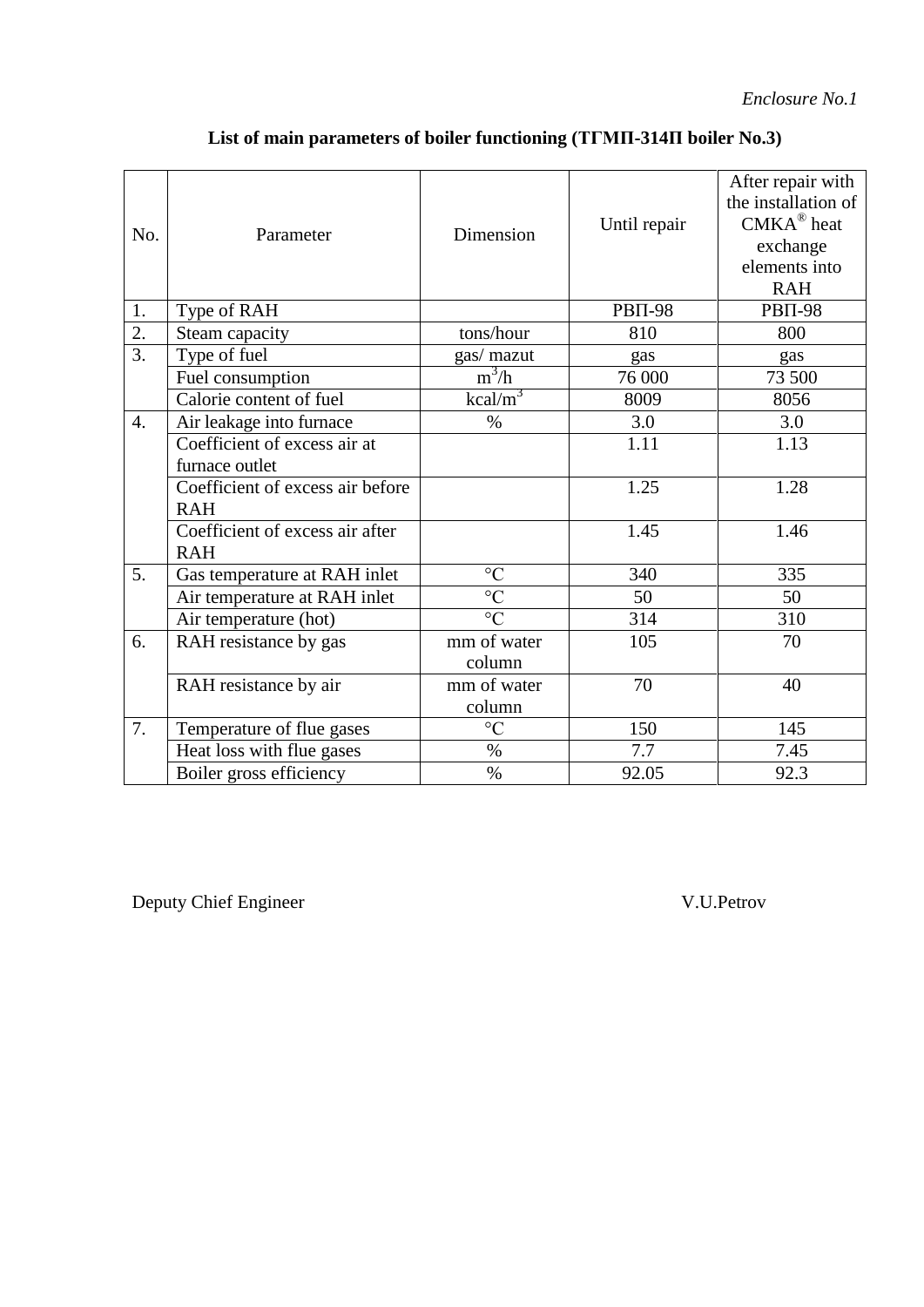*Enclosure No.1*

**List of main parameters of boiler functioning (ТГМП-314П boiler No.3)**

| No. | Parameter | Dimension | Until repair | After repair with the installation of СМКА® heat exchange elements into RAH |
|---|---|---|---|---|
| 1. | Type of RAH | | РВП-98 | РВП-98 |
| 2. | Steam capacity | tons/hour | 810 | 800 |
| 3. | Type of fuel | gas/ mazut | gas | gas |
| | Fuel consumption | $m^3/h$ | 76 000 | 73 500 |
| | Calorie content of fuel | $kcal/m^3$ | 8009 | 8056 |
| 4. | Air leakage into furnace | % | 3.0 | 3.0 |
| | Coefficient of excess air at furnace outlet | | 1.11 | 1.13 |
| | Coefficient of excess air before RAH | | 1.25 | 1.28 |
| | Coefficient of excess air after RAH | | 1.45 | 1.46 |
| 5. | Gas temperature at RAH inlet | °C | 340 | 335 |
| | Air temperature at RAH inlet | °C | 50 | 50 |
| | Air temperature (hot) | °C | 314 | 310 |
| 6. | RAH resistance by gas | mm of water column | 105 | 70 |
| | RAH resistance by air | mm of water column | 70 | 40 |
| 7. | Temperature of flue gases | °C | 150 | 145 |
| | Heat loss with flue gases | % | 7.7 | 7.45 |
| | Boiler gross efficiency | % | 92.05 | 92.3 |

Deputy Chief Engineer V.U.Petrov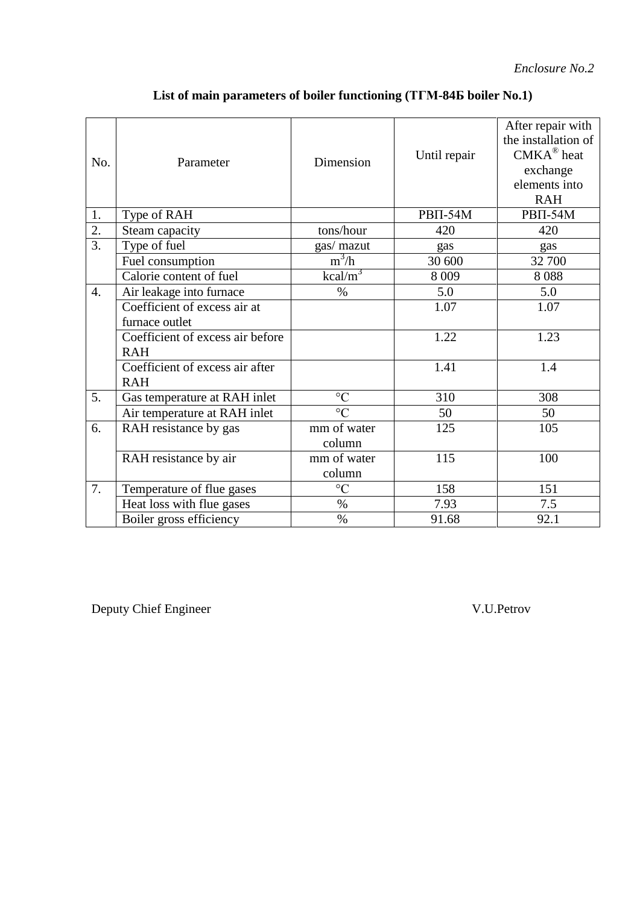*Enclosure No.2*

**List of main parameters of boiler functioning (ТГМ-84Б boiler No.1)**

| No. | Parameter | Dimension | Until repair | After repair with the installation of CMKA® heat exchange elements into RAH |
|---|---|---|---|---|
| 1. | Type of RAH | | РВП-54М | РВП-54М |
| 2. | Steam capacity | tons/hour | 420 | 420 |
| 3. | Type of fuel | gas/ mazut | gas | gas |
| | Fuel consumption | $m^3/h$ | 30 600 | 32 700 |
| | Calorie content of fuel | $kcal/m^3$ | 8 009 | 8 088 |
| 4. | Air leakage into furnace | % | 5.0 | 5.0 |
| | Coefficient of excess air at furnace outlet | | 1.07 | 1.07 |
| | Coefficient of excess air before RAH | | 1.22 | 1.23 |
| | Coefficient of excess air after RAH | | 1.41 | 1.4 |
| 5. | Gas temperature at RAH inlet | °C | 310 | 308 |
| | Air temperature at RAH inlet | °C | 50 | 50 |
| 6. | RAH resistance by gas | mm of water column | 125 | 105 |
| | RAH resistance by air | mm of water column | 115 | 100 |
| 7. | Temperature of flue gases | °C | 158 | 151 |
| | Heat loss with flue gases | % | 7.93 | 7.5 |
| | Boiler gross efficiency | % | 91.68 | 92.1 |

Deputy Chief Engineer V.U.Petrov